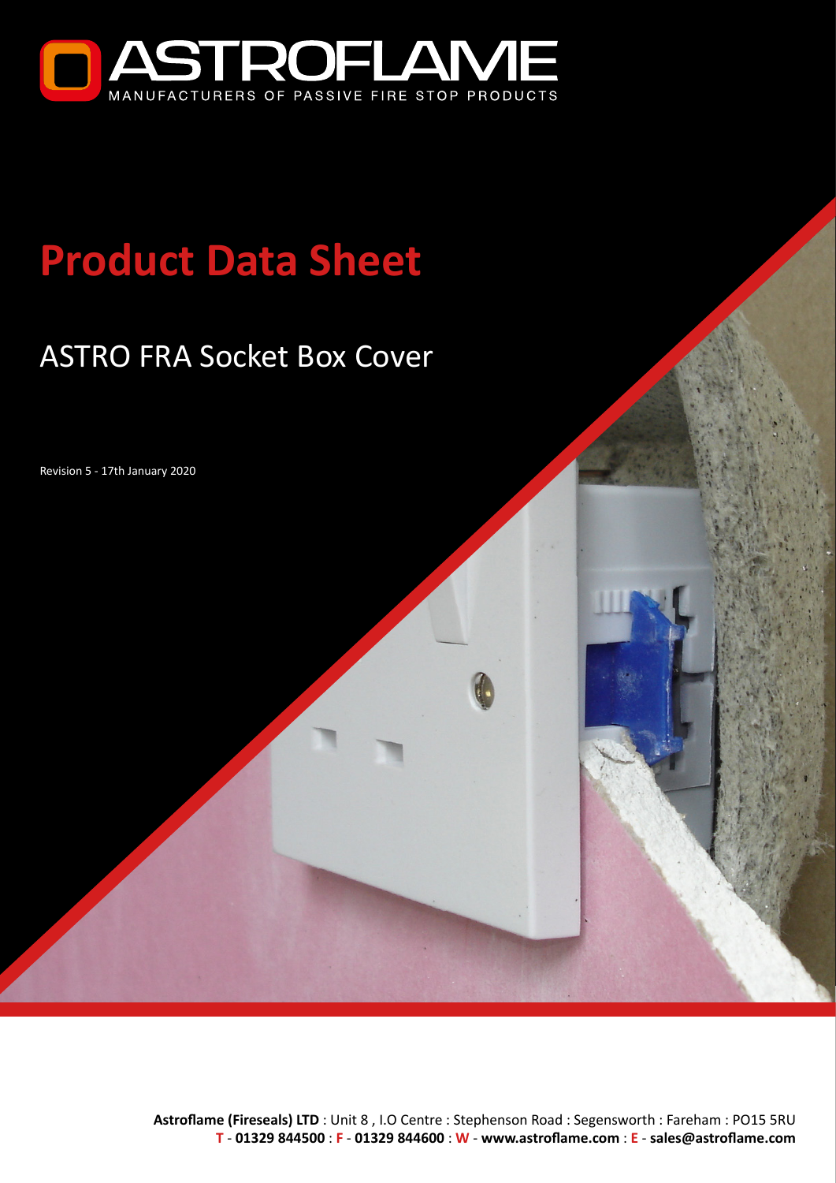ASTROFLAME

MANUFACTURERS OF PASSIVE FIRE STOP PRODUCTS

# Product Data Sheet

## ASTRO FRA Socket Box Cover

Revision 5 - 17th January 2020

**Astroflame (Fireseals) LTD** : Unit 8 , I.O Centre : Stephenson Road : Segensworth : Fareham : PO15 5RU
**T** - **01329 844500** : **F** - **01329 844600** : **W** - **www.astroflame.com** : **E** - **sales@astroflame.com**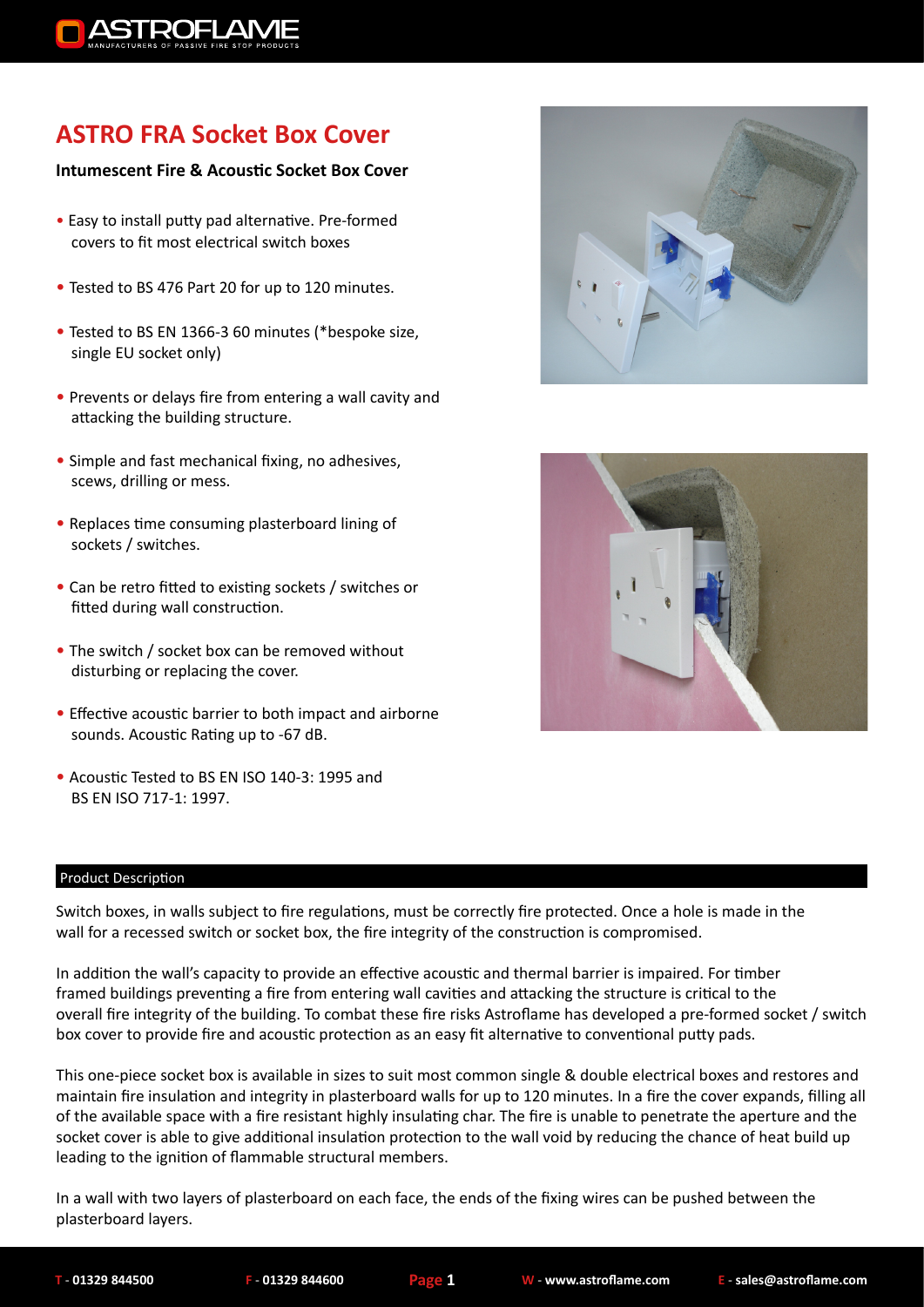# ASTRO FRA Socket Box Cover

**Intumescent Fire & Acoustic Socket Box Cover**

- Easy to install putty pad alternative. Pre-formed covers to fit most electrical switch boxes
- Tested to BS 476 Part 20 for up to 120 minutes.
- Tested to BS EN 1366-3 60 minutes (*bespoke size, single EU socket only)
- Prevents or delays fire from entering a wall cavity and attacking the building structure.
- Simple and fast mechanical fixing, no adhesives, scews, drilling or mess.
- Replaces time consuming plasterboard lining of sockets / switches.
- Can be retro fitted to existing sockets / switches or fitted during wall construction.
- The switch / socket box can be removed without disturbing or replacing the cover.
- Effective acoustic barrier to both impact and airborne sounds. Acoustic Rating up to -67 dB.
- Acoustic Tested to BS EN ISO 140-3: 1995 and BS EN ISO 717-1: 1997.

## Product Description

Switch boxes, in walls subject to fire regulations, must be correctly fire protected. Once a hole is made in the wall for a recessed switch or socket box, the fire integrity of the construction is compromised.

In addition the wall's capacity to provide an effective acoustic and thermal barrier is impaired. For timber framed buildings preventing a fire from entering wall cavities and attacking the structure is critical to the overall fire integrity of the building. To combat these fire risks Astroflame has developed a pre-formed socket / switch box cover to provide fire and acoustic protection as an easy fit alternative to conventional putty pads.

This one-piece socket box is available in sizes to suit most common single & double electrical boxes and restores and maintain fire insulation and integrity in plasterboard walls for up to 120 minutes. In a fire the cover expands, filling all of the available space with a fire resistant highly insulating char. The fire is unable to penetrate the aperture and the socket cover is able to give additional insulation protection to the wall void by reducing the chance of heat build up leading to the ignition of flammable structural members.

In a wall with two layers of plasterboard on each face, the ends of the fixing wires can be pushed between the plasterboard layers.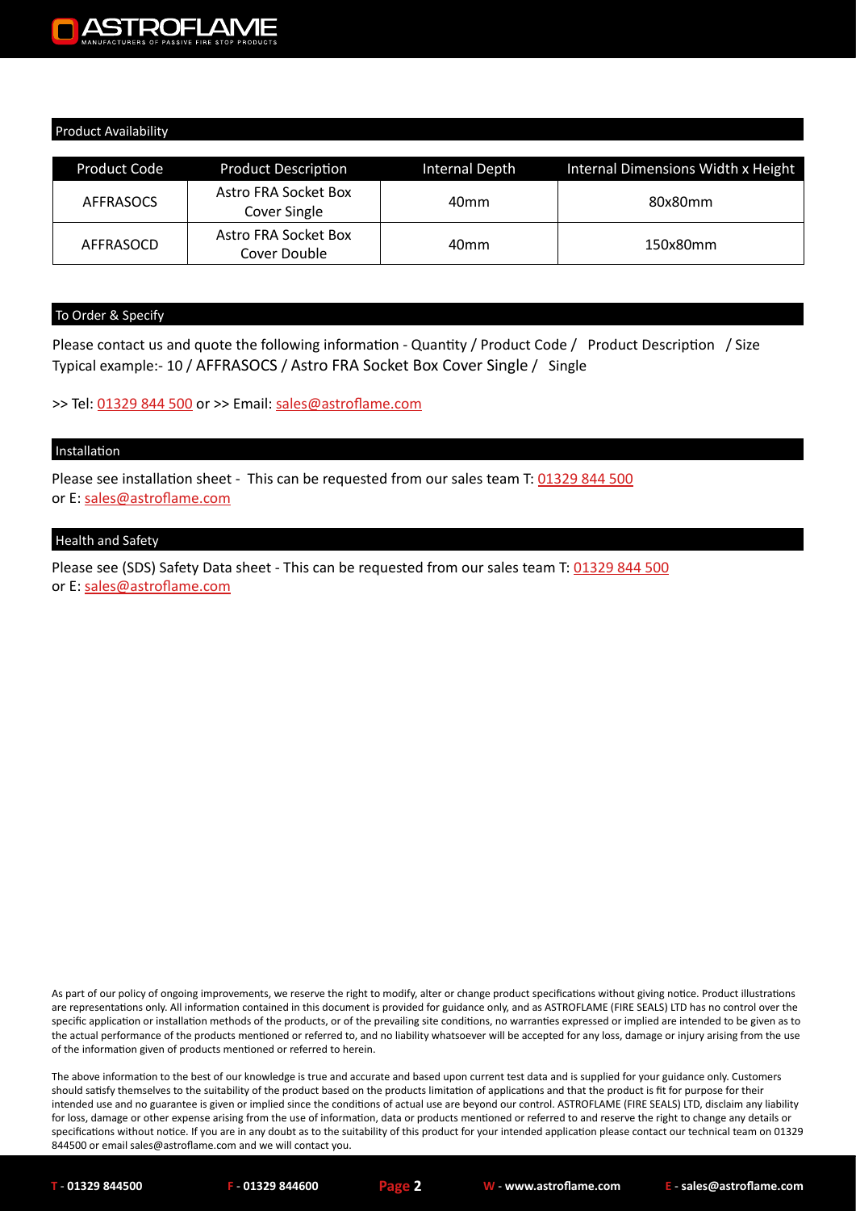## Product Availability

| Product Code | Product Description | Internal Depth | Internal Dimensions Width x Height |
|---|---|---|---|
| AFFRASOCS | Astro FRA Socket Box Cover Single | 40mm | 80x80mm |
| AFFRASOCD | Astro FRA Socket Box Cover Double | 40mm | 150x80mm |

## To Order & Specify

Please contact us and quote the following information - Quantity / Product Code / Product Description / Size
Typical example:- 10 / AFFRASOCS / Astro FRA Socket Box Cover Single / Single

>> Tel: 01329 844 500 or >> Email: sales@astroflame.com

## Installation

Please see installation sheet - This can be requested from our sales team T: 01329 844 500
or E: sales@astroflame.com

## Health and Safety

Please see (SDS) Safety Data sheet - This can be requested from our sales team T: 01329 844 500
or E: sales@astroflame.com

As part of our policy of ongoing improvements, we reserve the right to modify, alter or change product specifications without giving notice. Product illustrations are representations only. All information contained in this document is provided for guidance only, and as ASTROFLAME (FIRE SEALS) LTD has no control over the specific application or installation methods of the products, or of the prevailing site conditions, no warranties expressed or implied are intended to be given as to the actual performance of the products mentioned or referred to, and no liability whatsoever will be accepted for any loss, damage or injury arising from the use of the information given of products mentioned or referred to herein.

The above information to the best of our knowledge is true and accurate and based upon current test data and is supplied for your guidance only. Customers should satisfy themselves to the suitability of the product based on the products limitation of applications and that the product is fit for purpose for their intended use and no guarantee is given or implied since the conditions of actual use are beyond our control. ASTROFLAME (FIRE SEALS) LTD, disclaim any liability for loss, damage or other expense arising from the use of information, data or products mentioned or referred to and reserve the right to change any details or specifications without notice. If you are in any doubt as to the suitability of this product for your intended application please contact our technical team on 01329 844500 or email sales@astroflame.com and we will contact you.